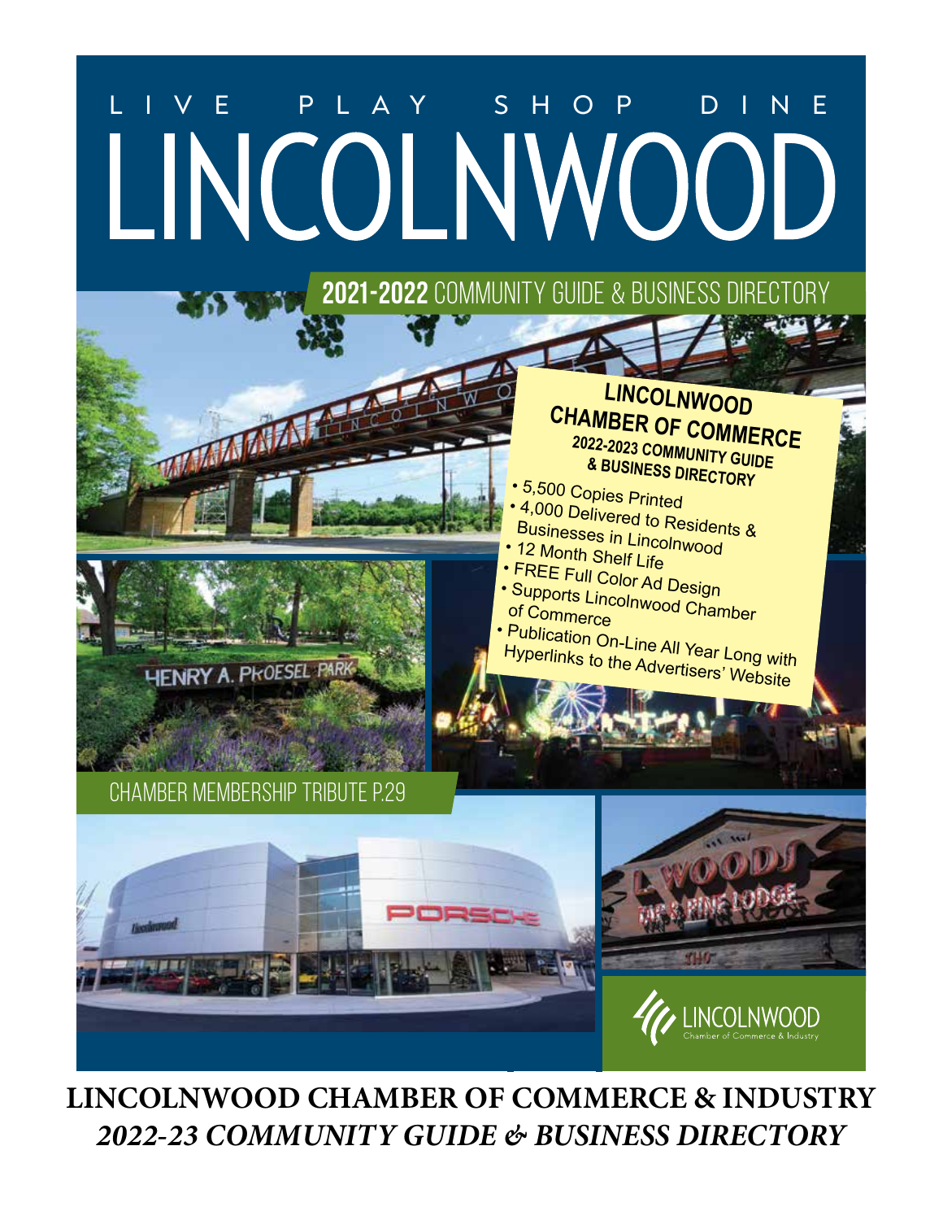L I V E   P L A Y   S H O P   D I N E

# LINCOLNWOOD

**2021-2022** COMMUNITY GUIDE & BUSINESS DIRECTORY

## LINCOLNWOOD CHAMBER OF COMMERCE

### 2022-2023 COMMUNITY GUIDE & BUSINESS DIRECTORY

- 5,500 Copies Printed
- 4,000 Delivered to Residents & Businesses in Lincolnwood
- 12 Month Shelf Life
- FREE Full Color Ad Design
- Supports Lincolnwood Chamber of Commerce
- Publication On-Line All Year Long with Hyperlinks to the Advertisers' Website

HENRY A. PROESEL PARK

CHAMBER MEMBERSHIP TRIBUTE P.29

PORSCHE

L WOODS TAP & PINE LODGE

LINCOLNWOOD Chamber of Commerce & Industry

**LINCOLNWOOD CHAMBER OF COMMERCE & INDUSTRY**

***2022-23 COMMUNITY GUIDE & BUSINESS DIRECTORY***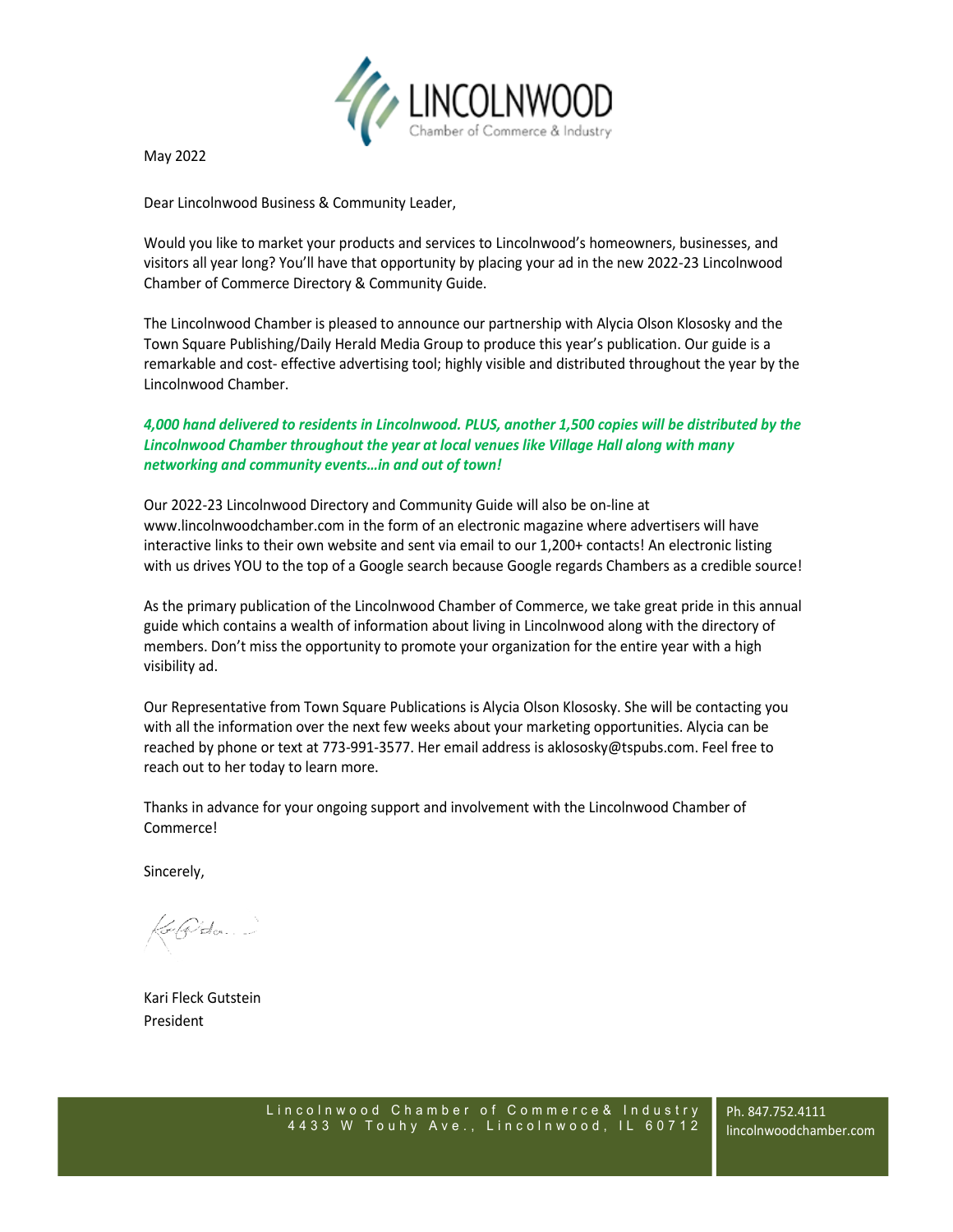LINCOLNWOOD
Chamber of Commerce & Industry

May 2022

Dear Lincolnwood Business & Community Leader,

Would you like to market your products and services to Lincolnwood's homeowners, businesses, and visitors all year long? You'll have that opportunity by placing your ad in the new 2022-23 Lincolnwood Chamber of Commerce Directory & Community Guide.

The Lincolnwood Chamber is pleased to announce our partnership with Alycia Olson Klososky and the Town Square Publishing/Daily Herald Media Group to produce this year's publication. Our guide is a remarkable and cost- effective advertising tool; highly visible and distributed throughout the year by the Lincolnwood Chamber.

***4,000 hand delivered to residents in Lincolnwood. PLUS, another 1,500 copies will be distributed by the Lincolnwood Chamber throughout the year at local venues like Village Hall along with many networking and community events…in and out of town!***

Our 2022-23 Lincolnwood Directory and Community Guide will also be on-line at www.lincolnwoodchamber.com in the form of an electronic magazine where advertisers will have interactive links to their own website and sent via email to our 1,200+ contacts! An electronic listing with us drives YOU to the top of a Google search because Google regards Chambers as a credible source!

As the primary publication of the Lincolnwood Chamber of Commerce, we take great pride in this annual guide which contains a wealth of information about living in Lincolnwood along with the directory of members. Don't miss the opportunity to promote your organization for the entire year with a high visibility ad.

Our Representative from Town Square Publications is Alycia Olson Klososky. She will be contacting you with all the information over the next few weeks about your marketing opportunities. Alycia can be reached by phone or text at 773-991-3577. Her email address is aklososky@tspubs.com. Feel free to reach out to her today to learn more.

Thanks in advance for your ongoing support and involvement with the Lincolnwood Chamber of Commerce!

Sincerely,

Kari Fleck Gutstein
President

Lincolnwood Chamber of Commerce& Industry
4433 W Touhy Ave., Lincolnwood, IL 60712

Ph. 847.752.4111
lincolnwoodchamber.com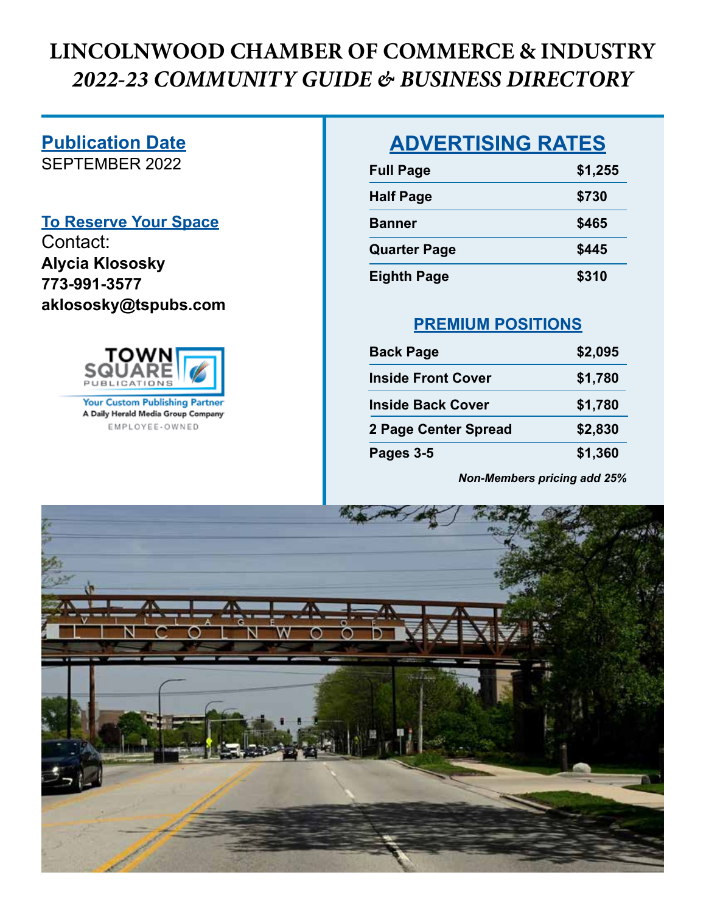# LINCOLNWOOD CHAMBER OF COMMERCE & INDUSTRY

## *2022-23 COMMUNITY GUIDE & BUSINESS DIRECTORY*

**Publication Date**
SEPTEMBER 2022

**To Reserve Your Space**
Contact:
**Alycia Klososky**
**773-991-3577**
**aklososky@tspubs.com**

TOWN SQUARE PUBLICATIONS
Your Custom Publishing Partner
A Daily Herald Media Group Company
EMPLOYEE-OWNED

## ADVERTISING RATES

| Ad Size | Rate |
|---|---|
| **Full Page** | **$1,255** |
| **Half Page** | **$730** |
| **Banner** | **$465** |
| **Quarter Page** | **$445** |
| **Eighth Page** | **$310** |

### PREMIUM POSITIONS

| Position | Rate |
|---|---|
| **Back Page** | **$2,095** |
| **Inside Front Cover** | **$1,780** |
| **Inside Back Cover** | **$1,780** |
| **2 Page Center Spread** | **$2,830** |
| **Pages 3-5** | **$1,360** |

***Non-Members pricing add 25%***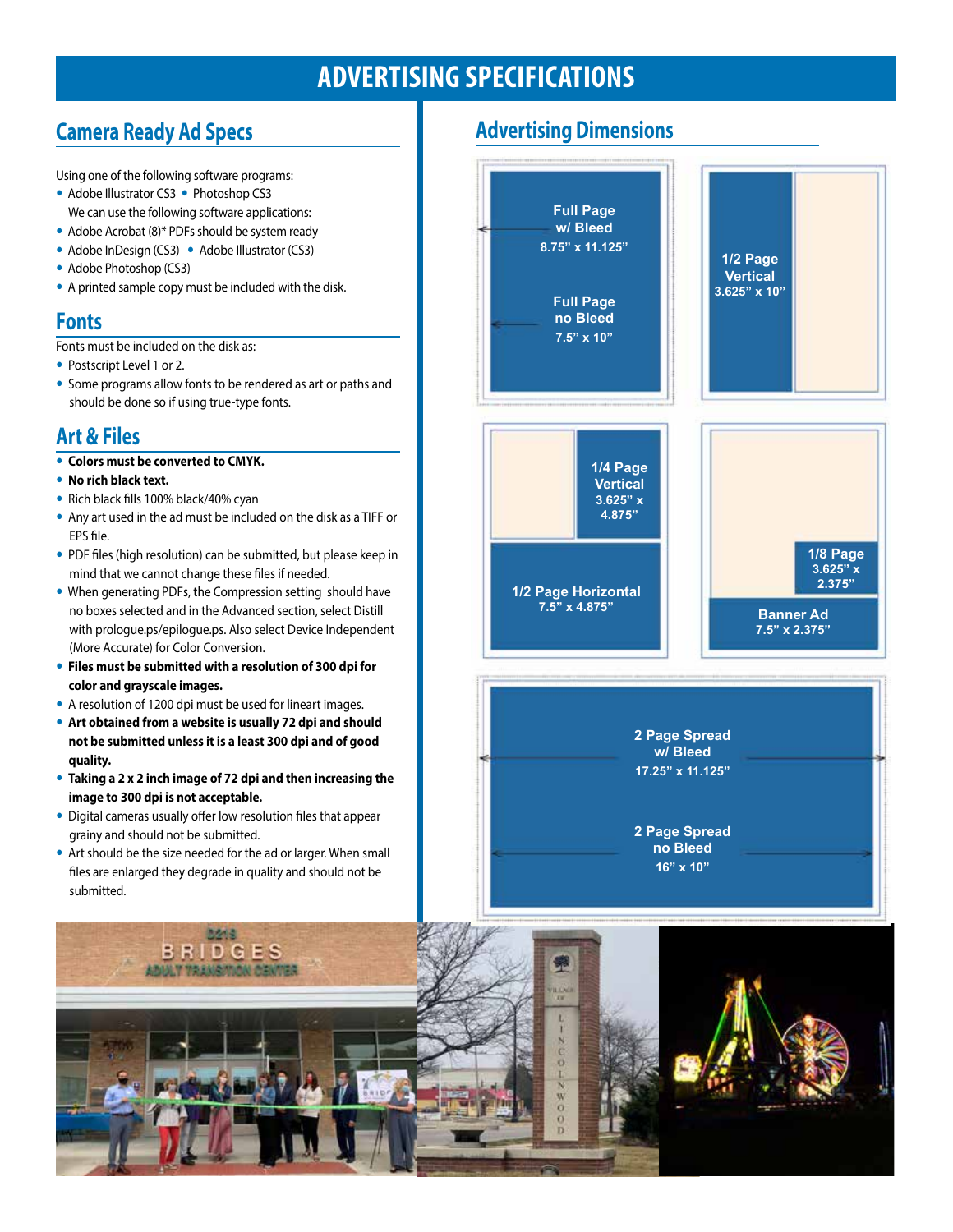# ADVERTISING SPECIFICATIONS

## Camera Ready Ad Specs

Using one of the following software programs:

- Adobe Illustrator CS3 • Photoshop CS3

We can use the following software applications:

- Adobe Acrobat (8)* PDFs should be system ready
- Adobe InDesign (CS3) • Adobe Illustrator (CS3)
- Adobe Photoshop (CS3)
- A printed sample copy must be included with the disk.

## Fonts

Fonts must be included on the disk as:

- Postscript Level 1 or 2.
- Some programs allow fonts to be rendered as art or paths and should be done so if using true-type fonts.

## Art & Files

- **Colors must be converted to CMYK.**
- **No rich black text.**
- Rich black fills 100% black/40% cyan
- Any art used in the ad must be included on the disk as a TIFF or EPS file.
- PDF files (high resolution) can be submitted, but please keep in mind that we cannot change these files if needed.
- When generating PDFs, the Compression setting should have no boxes selected and in the Advanced section, select Distill with prologue.ps/epilogue.ps. Also select Device Independent (More Accurate) for Color Conversion.
- **Files must be submitted with a resolution of 300 dpi for color and grayscale images.**
- A resolution of 1200 dpi must be used for lineart images.
- **Art obtained from a website is usually 72 dpi and should not be submitted unless it is a least 300 dpi and of good quality.**
- **Taking a 2 x 2 inch image of 72 dpi and then increasing the image to 300 dpi is not acceptable.**
- Digital cameras usually offer low resolution files that appear grainy and should not be submitted.
- Art should be the size needed for the ad or larger. When small files are enlarged they degrade in quality and should not be submitted.

## Advertising Dimensions

Full Page w/ Bleed
8.75" x 11.125"

Full Page no Bleed
7.5" x 10"

1/2 Page Vertical
3.625" x 10"

1/4 Page Vertical
3.625" x 4.875"

1/2 Page Horizontal
7.5" x 4.875"

1/8 Page
3.625" x 2.375"

Banner Ad
7.5" x 2.375"

2 Page Spread w/ Bleed
17.25" x 11.125"

2 Page Spread no Bleed
16" x 10"